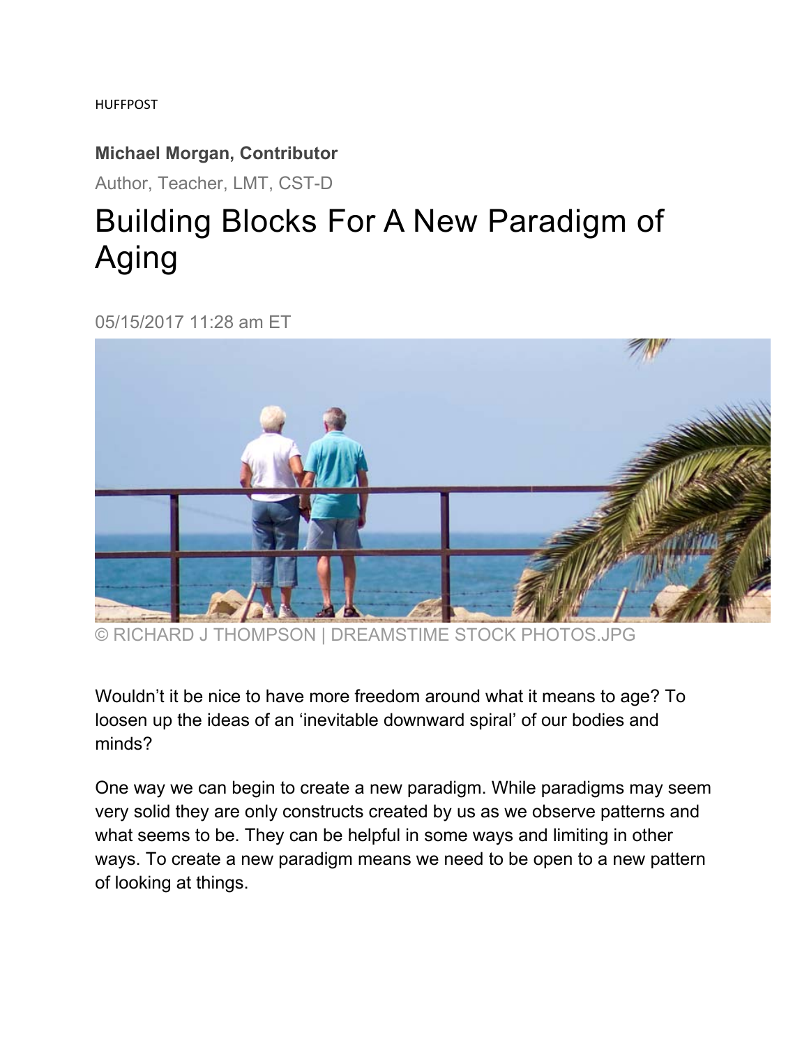HUFFPOST

**Michael Morgan, Contributor**

Author, Teacher, LMT, CST-D

# Building Blocks For A New Paradigm of Aging

05/15/2017 11:28 am ET

© RICHARD J THOMPSON | DREAMSTIME STOCK PHOTOS.JPG

Wouldn't it be nice to have more freedom around what it means to age? To loosen up the ideas of an 'inevitable downward spiral' of our bodies and minds?

One way we can begin to create a new paradigm. While paradigms may seem very solid they are only constructs created by us as we observe patterns and what seems to be. They can be helpful in some ways and limiting in other ways. To create a new paradigm means we need to be open to a new pattern of looking at things.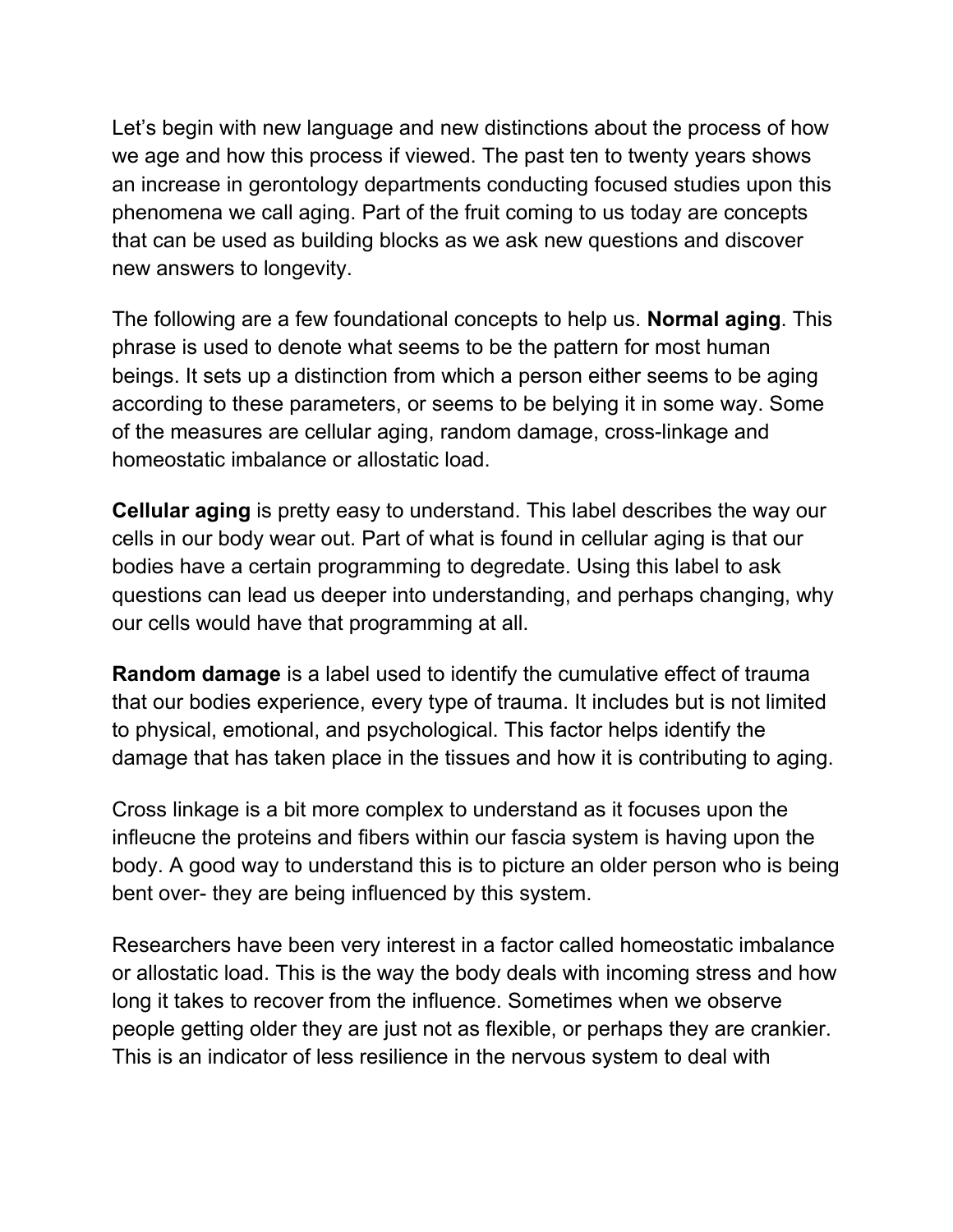Let's begin with new language and new distinctions about the process of how we age and how this process if viewed. The past ten to twenty years shows an increase in gerontology departments conducting focused studies upon this phenomena we call aging. Part of the fruit coming to us today are concepts that can be used as building blocks as we ask new questions and discover new answers to longevity.

The following are a few foundational concepts to help us. **Normal aging**. This phrase is used to denote what seems to be the pattern for most human beings. It sets up a distinction from which a person either seems to be aging according to these parameters, or seems to be belying it in some way. Some of the measures are cellular aging, random damage, cross-linkage and homeostatic imbalance or allostatic load.

**Cellular aging** is pretty easy to understand. This label describes the way our cells in our body wear out. Part of what is found in cellular aging is that our bodies have a certain programming to degredate. Using this label to ask questions can lead us deeper into understanding, and perhaps changing, why our cells would have that programming at all.

**Random damage** is a label used to identify the cumulative effect of trauma that our bodies experience, every type of trauma. It includes but is not limited to physical, emotional, and psychological. This factor helps identify the damage that has taken place in the tissues and how it is contributing to aging.

Cross linkage is a bit more complex to understand as it focuses upon the infleucne the proteins and fibers within our fascia system is having upon the body. A good way to understand this is to picture an older person who is being bent over- they are being influenced by this system.

Researchers have been very interest in a factor called homeostatic imbalance or allostatic load. This is the way the body deals with incoming stress and how long it takes to recover from the influence. Sometimes when we observe people getting older they are just not as flexible, or perhaps they are crankier. This is an indicator of less resilience in the nervous system to deal with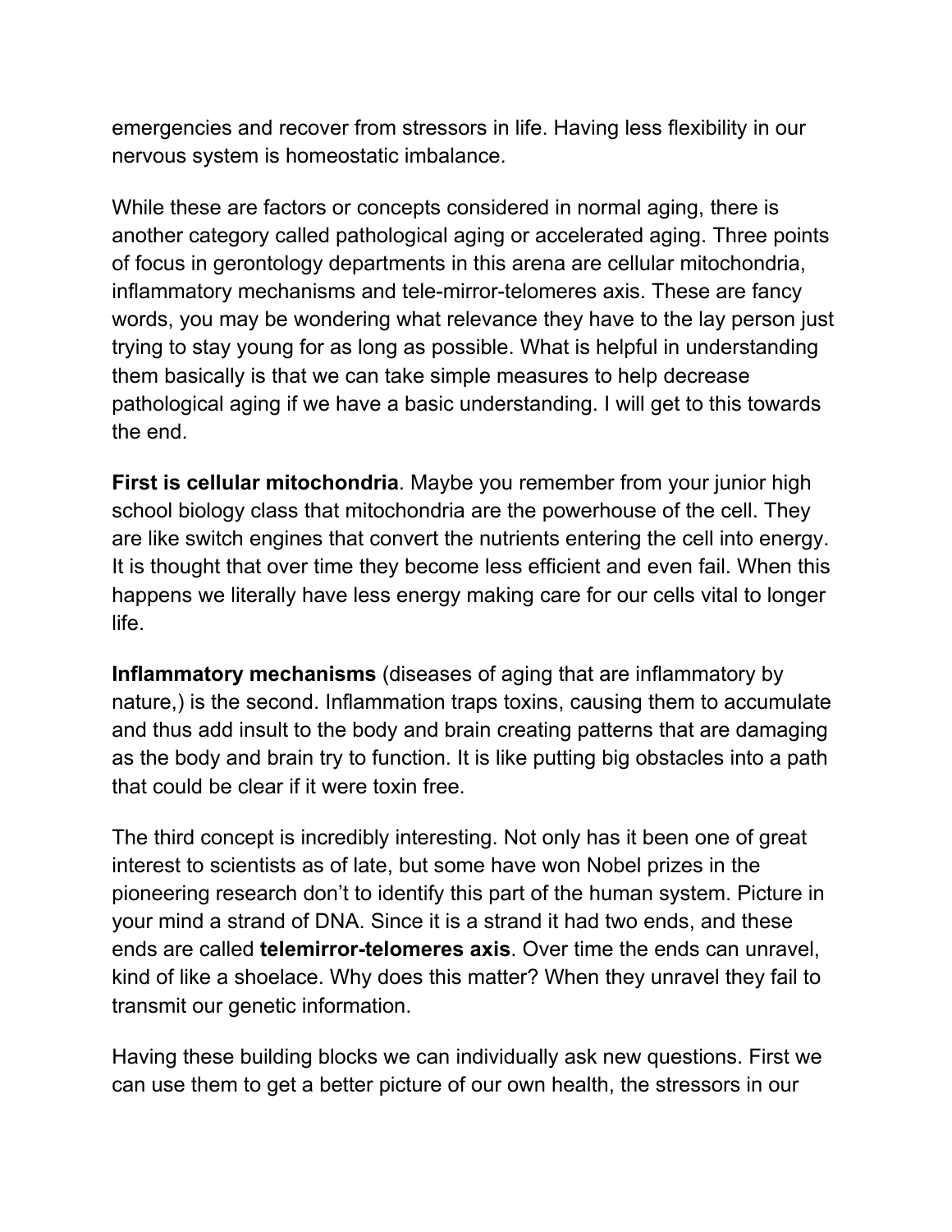emergencies and recover from stressors in life. Having less flexibility in our nervous system is homeostatic imbalance.

While these are factors or concepts considered in normal aging, there is another category called pathological aging or accelerated aging. Three points of focus in gerontology departments in this arena are cellular mitochondria, inflammatory mechanisms and tele-mirror-telomeres axis. These are fancy words, you may be wondering what relevance they have to the lay person just trying to stay young for as long as possible. What is helpful in understanding them basically is that we can take simple measures to help decrease pathological aging if we have a basic understanding. I will get to this towards the end.

**First is cellular mitochondria**. Maybe you remember from your junior high school biology class that mitochondria are the powerhouse of the cell. They are like switch engines that convert the nutrients entering the cell into energy. It is thought that over time they become less efficient and even fail. When this happens we literally have less energy making care for our cells vital to longer life.

**Inflammatory mechanisms** (diseases of aging that are inflammatory by nature,) is the second. Inflammation traps toxins, causing them to accumulate and thus add insult to the body and brain creating patterns that are damaging as the body and brain try to function. It is like putting big obstacles into a path that could be clear if it were toxin free.

The third concept is incredibly interesting. Not only has it been one of great interest to scientists as of late, but some have won Nobel prizes in the pioneering research don't to identify this part of the human system. Picture in your mind a strand of DNA. Since it is a strand it had two ends, and these ends are called **telemirror-telomeres axis**. Over time the ends can unravel, kind of like a shoelace. Why does this matter? When they unravel they fail to transmit our genetic information.

Having these building blocks we can individually ask new questions. First we can use them to get a better picture of our own health, the stressors in our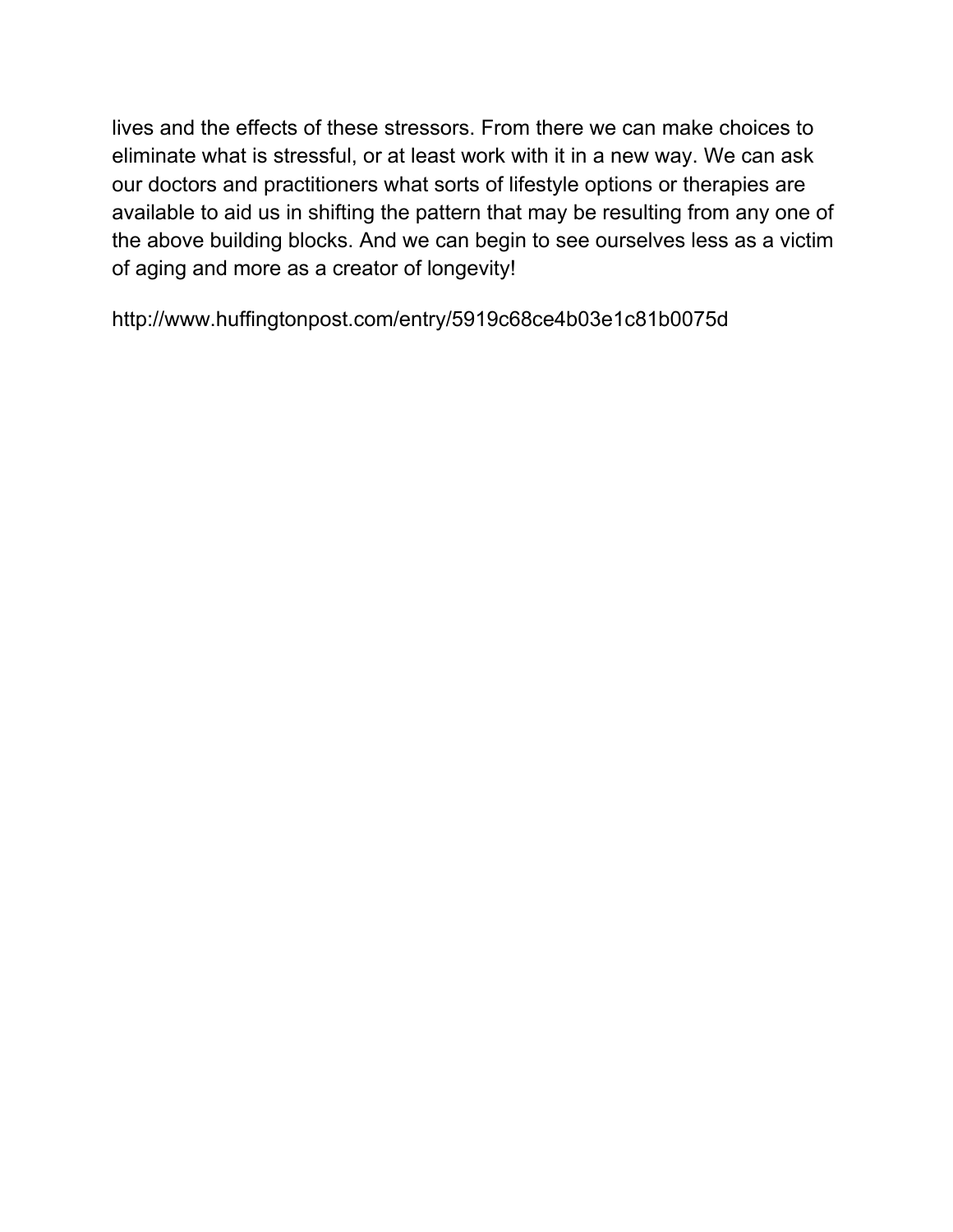lives and the effects of these stressors. From there we can make choices to eliminate what is stressful, or at least work with it in a new way. We can ask our doctors and practitioners what sorts of lifestyle options or therapies are available to aid us in shifting the pattern that may be resulting from any one of the above building blocks. And we can begin to see ourselves less as a victim of aging and more as a creator of longevity!

http://www.huffingtonpost.com/entry/5919c68ce4b03e1c81b0075d